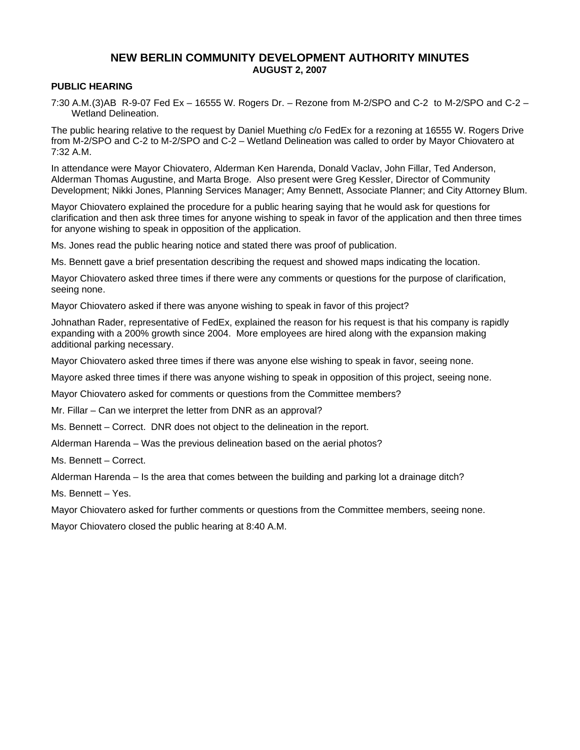# NEW BERLIN COMMUNITY DEVELOPMENT AUTHORITY MINUTES

### AUGUST 2, 2007

## PUBLIC HEARING

7:30 A.M.(3)AB R-9-07 Fed Ex – 16555 W. Rogers Dr. – Rezone from M-2/SPO and C-2 to M-2/SPO and C-2 – Wetland Delineation.

The public hearing relative to the request by Daniel Muething c/o FedEx for a rezoning at 16555 W. Rogers Drive from M-2/SPO and C-2 to M-2/SPO and C-2 – Wetland Delineation was called to order by Mayor Chiovatero at 7:32 A.M.

In attendance were Mayor Chiovatero, Alderman Ken Harenda, Donald Vaclav, John Fillar, Ted Anderson, Alderman Thomas Augustine, and Marta Broge. Also present were Greg Kessler, Director of Community Development; Nikki Jones, Planning Services Manager; Amy Bennett, Associate Planner; and City Attorney Blum.

Mayor Chiovatero explained the procedure for a public hearing saying that he would ask for questions for clarification and then ask three times for anyone wishing to speak in favor of the application and then three times for anyone wishing to speak in opposition of the application.

Ms. Jones read the public hearing notice and stated there was proof of publication.

Ms. Bennett gave a brief presentation describing the request and showed maps indicating the location.

Mayor Chiovatero asked three times if there were any comments or questions for the purpose of clarification, seeing none.

Mayor Chiovatero asked if there was anyone wishing to speak in favor of this project?

Johnathan Rader, representative of FedEx, explained the reason for his request is that his company is rapidly expanding with a 200% growth since 2004. More employees are hired along with the expansion making additional parking necessary.

Mayor Chiovatero asked three times if there was anyone else wishing to speak in favor, seeing none.

Mayore asked three times if there was anyone wishing to speak in opposition of this project, seeing none.

Mayor Chiovatero asked for comments or questions from the Committee members?

Mr. Fillar – Can we interpret the letter from DNR as an approval?

Ms. Bennett – Correct. DNR does not object to the delineation in the report.

Alderman Harenda – Was the previous delineation based on the aerial photos?

Ms. Bennett – Correct.

Alderman Harenda – Is the area that comes between the building and parking lot a drainage ditch?

Ms. Bennett – Yes.

Mayor Chiovatero asked for further comments or questions from the Committee members, seeing none.

Mayor Chiovatero closed the public hearing at 8:40 A.M.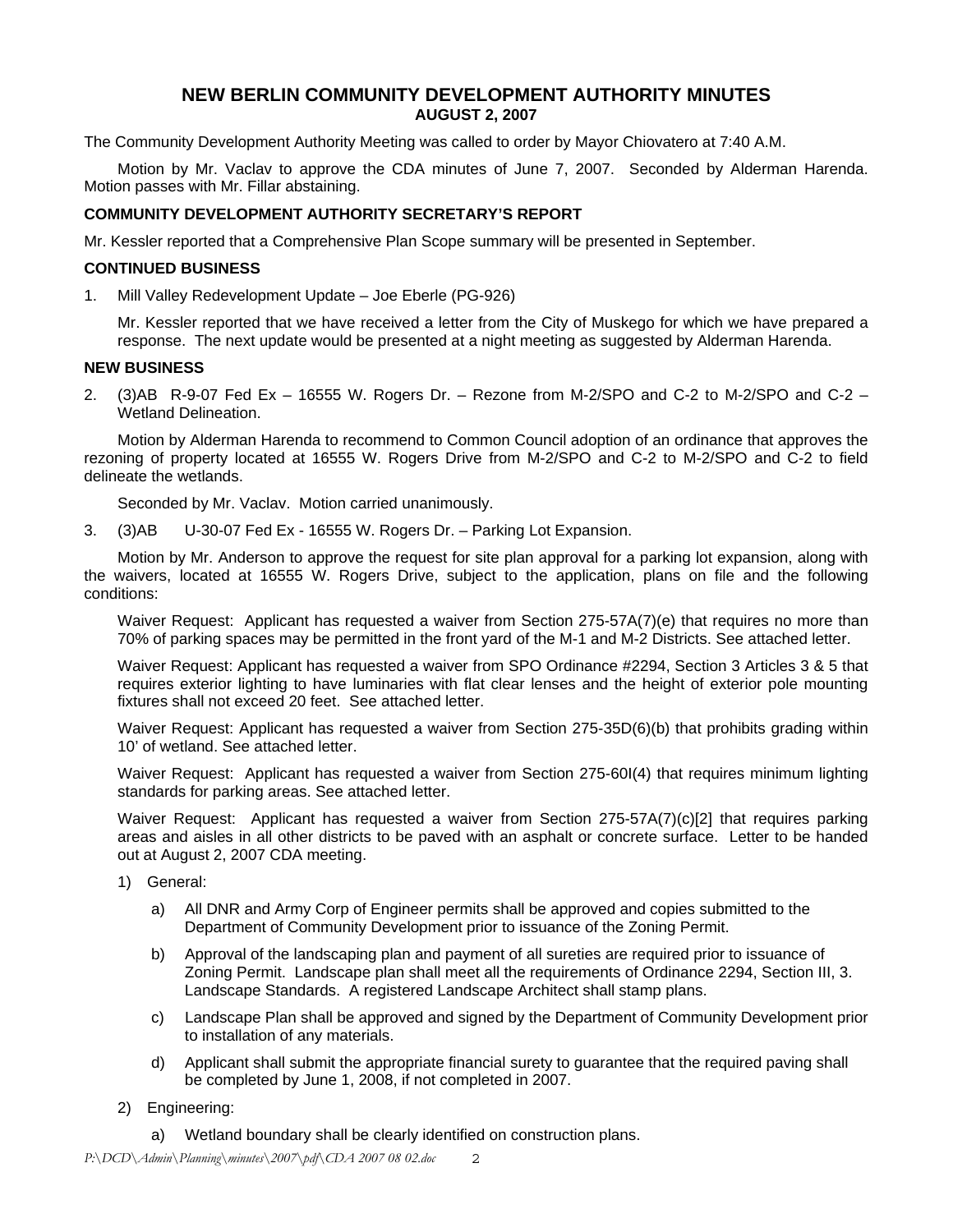# NEW BERLIN COMMUNITY DEVELOPMENT AUTHORITY MINUTES
## AUGUST 2, 2007

The Community Development Authority Meeting was called to order by Mayor Chiovatero at 7:40 A.M.

Motion by Mr. Vaclav to approve the CDA minutes of June 7, 2007. Seconded by Alderman Harenda. Motion passes with Mr. Fillar abstaining.

**COMMUNITY DEVELOPMENT AUTHORITY SECRETARY'S REPORT**

Mr. Kessler reported that a Comprehensive Plan Scope summary will be presented in September.

**CONTINUED BUSINESS**

1. Mill Valley Redevelopment Update – Joe Eberle (PG-926)

   Mr. Kessler reported that we have received a letter from the City of Muskego for which we have prepared a response. The next update would be presented at a night meeting as suggested by Alderman Harenda.

**NEW BUSINESS**

2. (3)AB R-9-07 Fed Ex – 16555 W. Rogers Dr. – Rezone from M-2/SPO and C-2 to M-2/SPO and C-2 – Wetland Delineation.

   Motion by Alderman Harenda to recommend to Common Council adoption of an ordinance that approves the rezoning of property located at 16555 W. Rogers Drive from M-2/SPO and C-2 to M-2/SPO and C-2 to field delineate the wetlands.

   Seconded by Mr. Vaclav. Motion carried unanimously.

3. (3)AB U-30-07 Fed Ex - 16555 W. Rogers Dr. – Parking Lot Expansion.

   Motion by Mr. Anderson to approve the request for site plan approval for a parking lot expansion, along with the waivers, located at 16555 W. Rogers Drive, subject to the application, plans on file and the following conditions:

   Waiver Request: Applicant has requested a waiver from Section 275-57A(7)(e) that requires no more than 70% of parking spaces may be permitted in the front yard of the M-1 and M-2 Districts. See attached letter.

   Waiver Request: Applicant has requested a waiver from SPO Ordinance #2294, Section 3 Articles 3 & 5 that requires exterior lighting to have luminaries with flat clear lenses and the height of exterior pole mounting fixtures shall not exceed 20 feet. See attached letter.

   Waiver Request: Applicant has requested a waiver from Section 275-35D(6)(b) that prohibits grading within 10' of wetland. See attached letter.

   Waiver Request: Applicant has requested a waiver from Section 275-60I(4) that requires minimum lighting standards for parking areas. See attached letter.

   Waiver Request: Applicant has requested a waiver from Section 275-57A(7)(c)[2] that requires parking areas and aisles in all other districts to be paved with an asphalt or concrete surface. Letter to be handed out at August 2, 2007 CDA meeting.

   1) General:

      a) All DNR and Army Corp of Engineer permits shall be approved and copies submitted to the Department of Community Development prior to issuance of the Zoning Permit.

      b) Approval of the landscaping plan and payment of all sureties are required prior to issuance of Zoning Permit. Landscape plan shall meet all the requirements of Ordinance 2294, Section III, 3. Landscape Standards. A registered Landscape Architect shall stamp plans.

      c) Landscape Plan shall be approved and signed by the Department of Community Development prior to installation of any materials.

      d) Applicant shall submit the appropriate financial surety to guarantee that the required paving shall be completed by June 1, 2008, if not completed in 2007.

   2) Engineering:

      a) Wetland boundary shall be clearly identified on construction plans.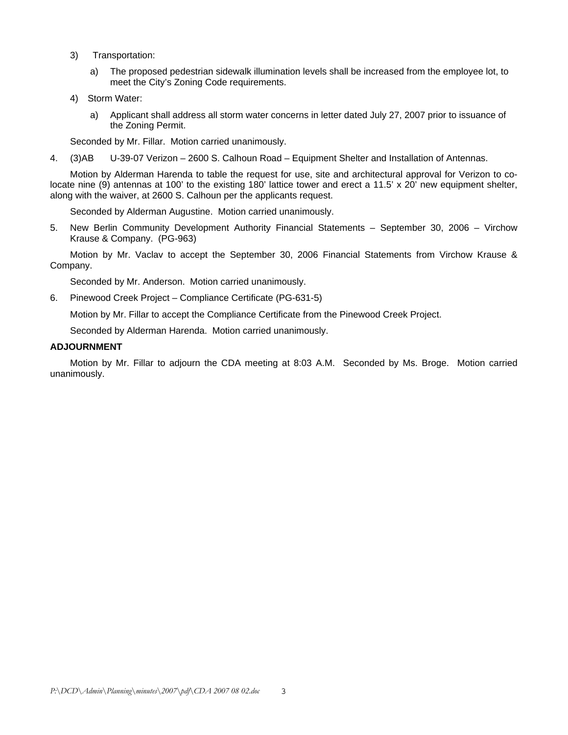3) Transportation:

   a) The proposed pedestrian sidewalk illumination levels shall be increased from the employee lot, to meet the City's Zoning Code requirements.

4) Storm Water:

   a) Applicant shall address all storm water concerns in letter dated July 27, 2007 prior to issuance of the Zoning Permit.

Seconded by Mr. Fillar. Motion carried unanimously.

4. (3)AB U-39-07 Verizon – 2600 S. Calhoun Road – Equipment Shelter and Installation of Antennas.

Motion by Alderman Harenda to table the request for use, site and architectural approval for Verizon to co-locate nine (9) antennas at 100' to the existing 180' lattice tower and erect a 11.5' x 20' new equipment shelter, along with the waiver, at 2600 S. Calhoun per the applicants request.

Seconded by Alderman Augustine. Motion carried unanimously.

5. New Berlin Community Development Authority Financial Statements – September 30, 2006 – Virchow Krause & Company. (PG-963)

Motion by Mr. Vaclav to accept the September 30, 2006 Financial Statements from Virchow Krause & Company.

Seconded by Mr. Anderson. Motion carried unanimously.

6. Pinewood Creek Project – Compliance Certificate (PG-631-5)

Motion by Mr. Fillar to accept the Compliance Certificate from the Pinewood Creek Project.

Seconded by Alderman Harenda. Motion carried unanimously.

**ADJOURNMENT**

Motion by Mr. Fillar to adjourn the CDA meeting at 8:03 A.M. Seconded by Ms. Broge. Motion carried unanimously.

*P:\DCD\Admin\Planning\minutes\2007\pdf\CDA 2007 08 02.doc*